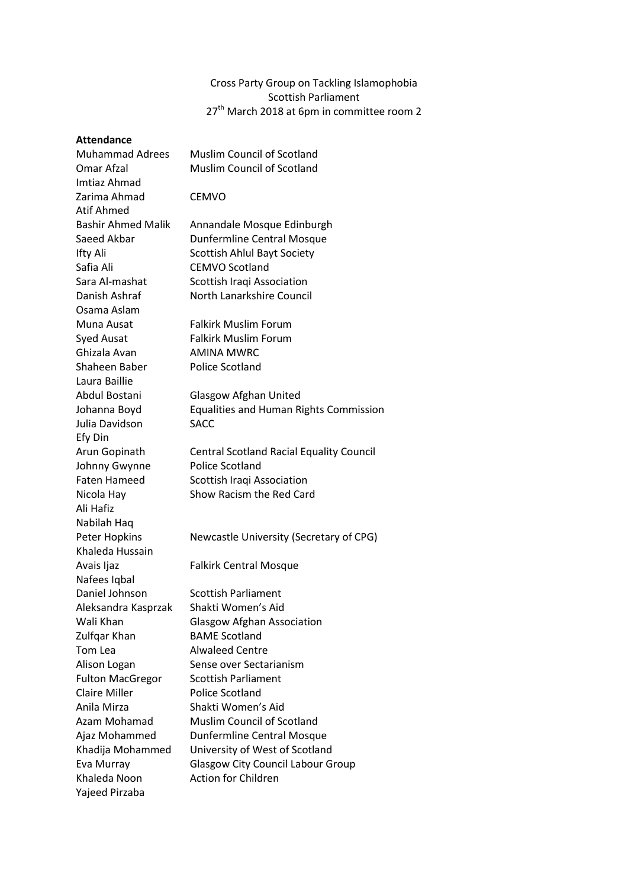Cross Party Group on Tackling Islamophobia
Scottish Parliament
27th March 2018 at 6pm in committee room 2

**Attendance**

| | |
|---|---|
| Muhammad Adrees | Muslim Council of Scotland |
| Omar Afzal | Muslim Council of Scotland |
| Imtiaz Ahmad | |
| Zarima Ahmad | CEMVO |
| Atif Ahmed | |
| Bashir Ahmed Malik | Annandale Mosque Edinburgh |
| Saeed Akbar | Dunfermline Central Mosque |
| Ifty Ali | Scottish Ahlul Bayt Society |
| Safia Ali | CEMVO Scotland |
| Sara Al-mashat | Scottish Iraqi Association |
| Danish Ashraf | North Lanarkshire Council |
| Osama Aslam | |
| Muna Ausat | Falkirk Muslim Forum |
| Syed Ausat | Falkirk Muslim Forum |
| Ghizala Avan | AMINA MWRC |
| Shaheen Baber | Police Scotland |
| Laura Baillie | |
| Abdul Bostani | Glasgow Afghan United |
| Johanna Boyd | Equalities and Human Rights Commission |
| Julia Davidson | SACC |
| Efy Din | |
| Arun Gopinath | Central Scotland Racial Equality Council |
| Johnny Gwynne | Police Scotland |
| Faten Hameed | Scottish Iraqi Association |
| Nicola Hay | Show Racism the Red Card |
| Ali Hafiz | |
| Nabilah Haq | |
| Peter Hopkins | Newcastle University (Secretary of CPG) |
| Khaleda Hussain | |
| Avais Ijaz | Falkirk Central Mosque |
| Nafees Iqbal | |
| Daniel Johnson | Scottish Parliament |
| Aleksandra Kasprzak | Shakti Women's Aid |
| Wali Khan | Glasgow Afghan Association |
| Zulfqar Khan | BAME Scotland |
| Tom Lea | Alwaleed Centre |
| Alison Logan | Sense over Sectarianism |
| Fulton MacGregor | Scottish Parliament |
| Claire Miller | Police Scotland |
| Anila Mirza | Shakti Women's Aid |
| Azam Mohamad | Muslim Council of Scotland |
| Ajaz Mohammed | Dunfermline Central Mosque |
| Khadija Mohammed | University of West of Scotland |
| Eva Murray | Glasgow City Council Labour Group |
| Khaleda Noon | Action for Children |
| Yajeed Pirzaba | |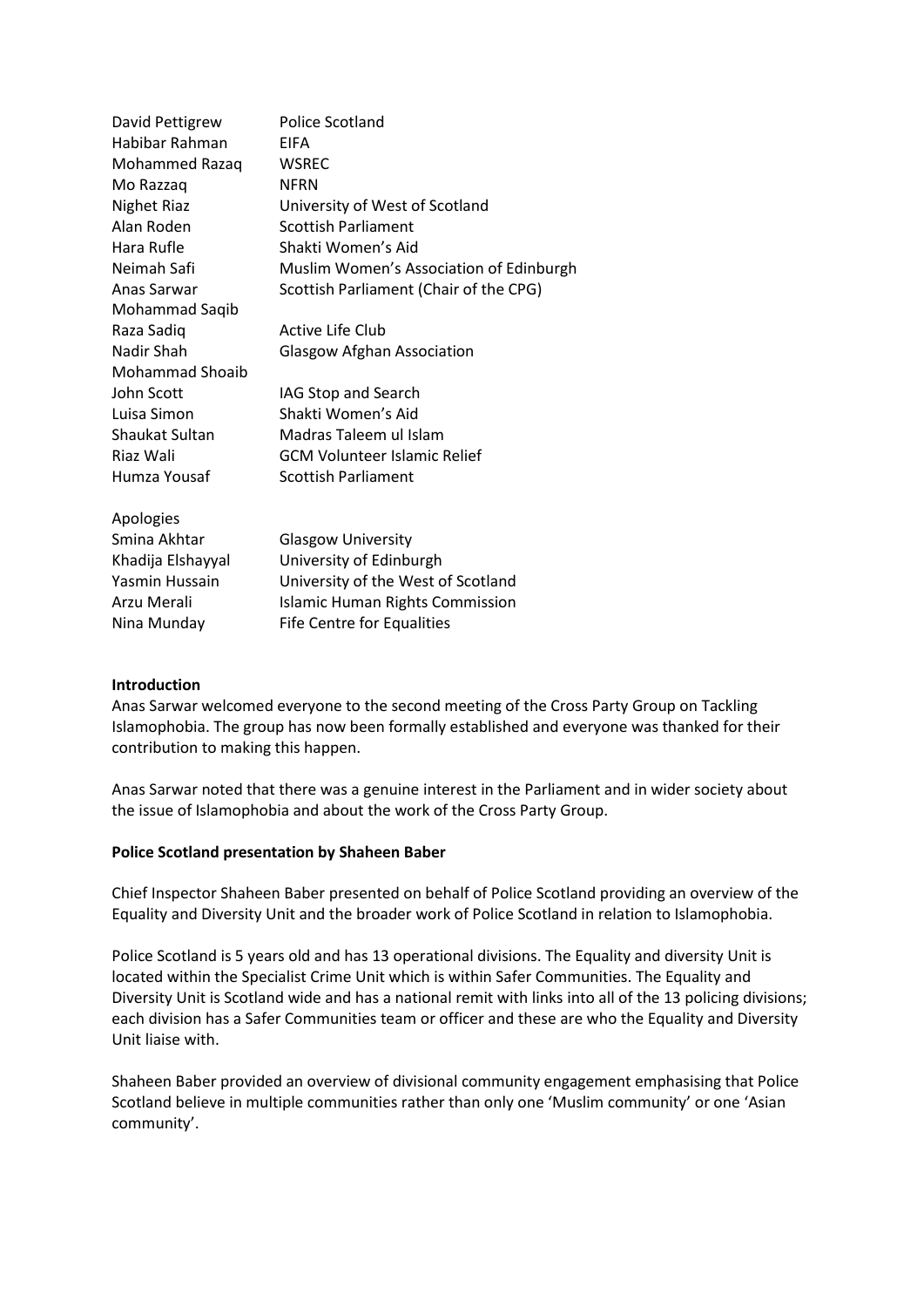| | |
|---|---|
| David Pettigrew | Police Scotland |
| Habibar Rahman | EIFA |
| Mohammed Razaq | WSREC |
| Mo Razzaq | NFRN |
| Nighet Riaz | University of West of Scotland |
| Alan Roden | Scottish Parliament |
| Hara Rufle | Shakti Women's Aid |
| Neimah Safi | Muslim Women's Association of Edinburgh |
| Anas Sarwar | Scottish Parliament (Chair of the CPG) |
| Mohammad Saqib | |
| Raza Sadiq | Active Life Club |
| Nadir Shah | Glasgow Afghan Association |
| Mohammad Shoaib | |
| John Scott | IAG Stop and Search |
| Luisa Simon | Shakti Women's Aid |
| Shaukat Sultan | Madras Taleem ul Islam |
| Riaz Wali | GCM Volunteer Islamic Relief |
| Humza Yousaf | Scottish Parliament |

Apologies

| | |
|---|---|
| Smina Akhtar | Glasgow University |
| Khadija Elshayyal | University of Edinburgh |
| Yasmin Hussain | University of the West of Scotland |
| Arzu Merali | Islamic Human Rights Commission |
| Nina Munday | Fife Centre for Equalities |

**Introduction**

Anas Sarwar welcomed everyone to the second meeting of the Cross Party Group on Tackling Islamophobia. The group has now been formally established and everyone was thanked for their contribution to making this happen.

Anas Sarwar noted that there was a genuine interest in the Parliament and in wider society about the issue of Islamophobia and about the work of the Cross Party Group.

**Police Scotland presentation by Shaheen Baber**

Chief Inspector Shaheen Baber presented on behalf of Police Scotland providing an overview of the Equality and Diversity Unit and the broader work of Police Scotland in relation to Islamophobia.

Police Scotland is 5 years old and has 13 operational divisions. The Equality and diversity Unit is located within the Specialist Crime Unit which is within Safer Communities. The Equality and Diversity Unit is Scotland wide and has a national remit with links into all of the 13 policing divisions; each division has a Safer Communities team or officer and these are who the Equality and Diversity Unit liaise with.

Shaheen Baber provided an overview of divisional community engagement emphasising that Police Scotland believe in multiple communities rather than only one 'Muslim community' or one 'Asian community'.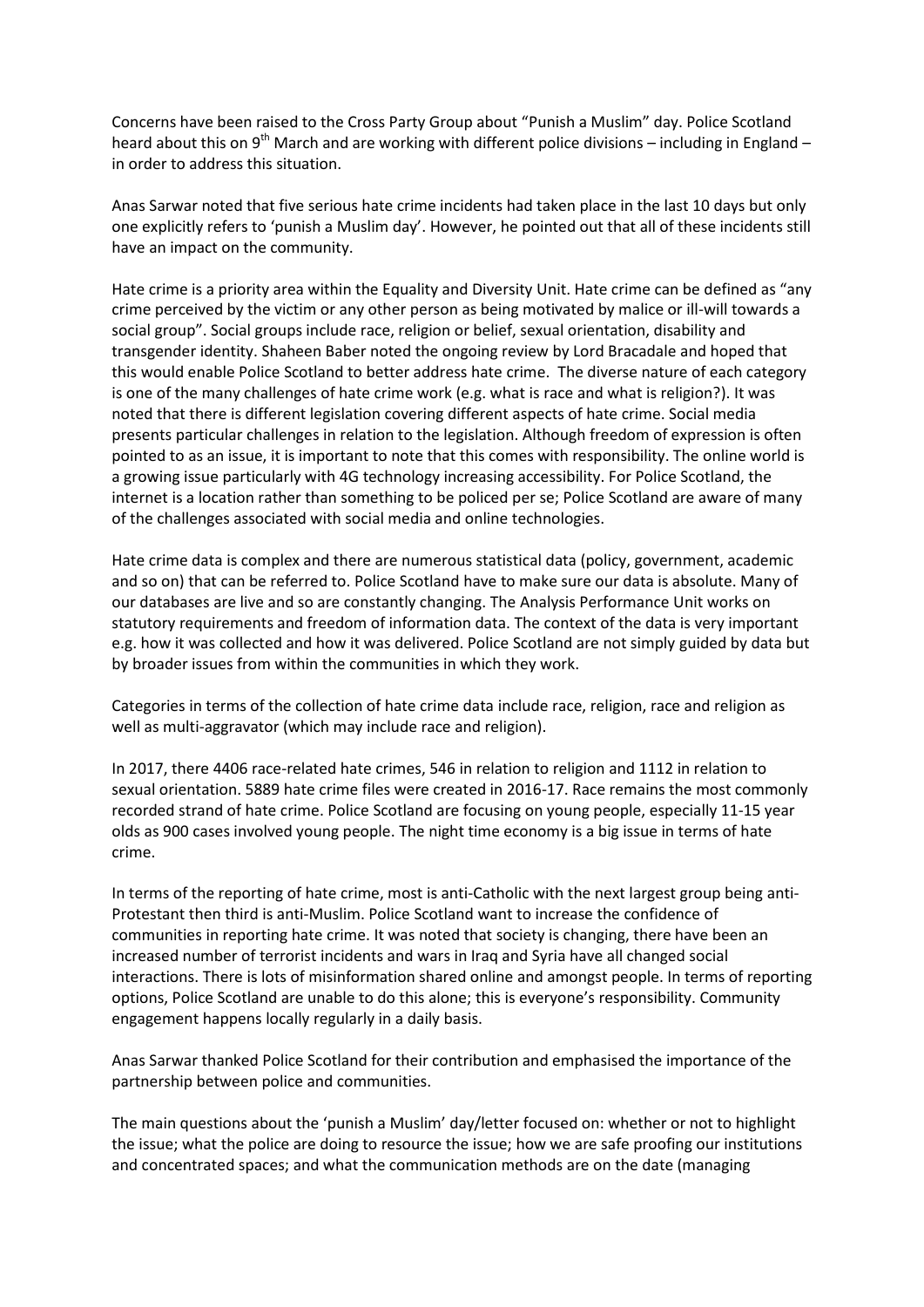Concerns have been raised to the Cross Party Group about "Punish a Muslim" day. Police Scotland heard about this on 9th March and are working with different police divisions – including in England – in order to address this situation.

Anas Sarwar noted that five serious hate crime incidents had taken place in the last 10 days but only one explicitly refers to 'punish a Muslim day'. However, he pointed out that all of these incidents still have an impact on the community.

Hate crime is a priority area within the Equality and Diversity Unit. Hate crime can be defined as "any crime perceived by the victim or any other person as being motivated by malice or ill-will towards a social group". Social groups include race, religion or belief, sexual orientation, disability and transgender identity. Shaheen Baber noted the ongoing review by Lord Bracadale and hoped that this would enable Police Scotland to better address hate crime. The diverse nature of each category is one of the many challenges of hate crime work (e.g. what is race and what is religion?). It was noted that there is different legislation covering different aspects of hate crime. Social media presents particular challenges in relation to the legislation. Although freedom of expression is often pointed to as an issue, it is important to note that this comes with responsibility. The online world is a growing issue particularly with 4G technology increasing accessibility. For Police Scotland, the internet is a location rather than something to be policed per se; Police Scotland are aware of many of the challenges associated with social media and online technologies.

Hate crime data is complex and there are numerous statistical data (policy, government, academic and so on) that can be referred to. Police Scotland have to make sure our data is absolute. Many of our databases are live and so are constantly changing. The Analysis Performance Unit works on statutory requirements and freedom of information data. The context of the data is very important e.g. how it was collected and how it was delivered. Police Scotland are not simply guided by data but by broader issues from within the communities in which they work.

Categories in terms of the collection of hate crime data include race, religion, race and religion as well as multi-aggravator (which may include race and religion).

In 2017, there 4406 race-related hate crimes, 546 in relation to religion and 1112 in relation to sexual orientation. 5889 hate crime files were created in 2016-17. Race remains the most commonly recorded strand of hate crime. Police Scotland are focusing on young people, especially 11-15 year olds as 900 cases involved young people. The night time economy is a big issue in terms of hate crime.

In terms of the reporting of hate crime, most is anti-Catholic with the next largest group being anti-Protestant then third is anti-Muslim. Police Scotland want to increase the confidence of communities in reporting hate crime. It was noted that society is changing, there have been an increased number of terrorist incidents and wars in Iraq and Syria have all changed social interactions. There is lots of misinformation shared online and amongst people. In terms of reporting options, Police Scotland are unable to do this alone; this is everyone's responsibility. Community engagement happens locally regularly in a daily basis.

Anas Sarwar thanked Police Scotland for their contribution and emphasised the importance of the partnership between police and communities.

The main questions about the 'punish a Muslim' day/letter focused on: whether or not to highlight the issue; what the police are doing to resource the issue; how we are safe proofing our institutions and concentrated spaces; and what the communication methods are on the date (managing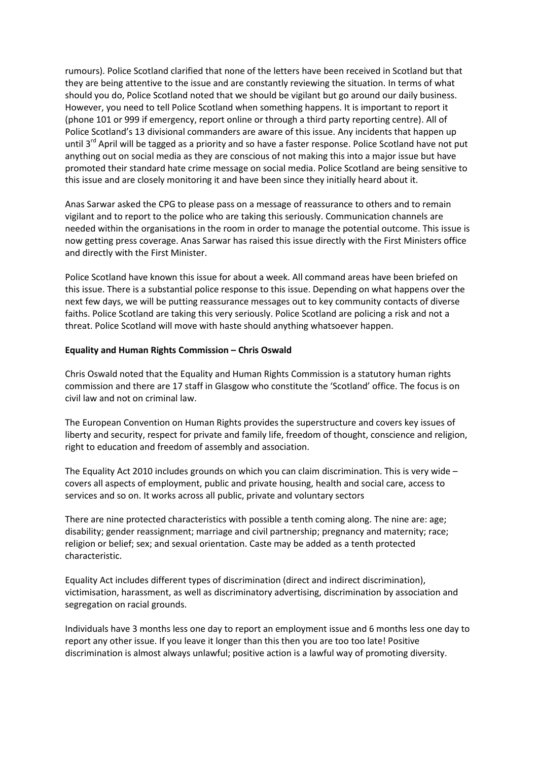rumours). Police Scotland clarified that none of the letters have been received in Scotland but that they are being attentive to the issue and are constantly reviewing the situation. In terms of what should you do, Police Scotland noted that we should be vigilant but go around our daily business. However, you need to tell Police Scotland when something happens. It is important to report it (phone 101 or 999 if emergency, report online or through a third party reporting centre). All of Police Scotland's 13 divisional commanders are aware of this issue. Any incidents that happen up until 3rd April will be tagged as a priority and so have a faster response. Police Scotland have not put anything out on social media as they are conscious of not making this into a major issue but have promoted their standard hate crime message on social media. Police Scotland are being sensitive to this issue and are closely monitoring it and have been since they initially heard about it.

Anas Sarwar asked the CPG to please pass on a message of reassurance to others and to remain vigilant and to report to the police who are taking this seriously. Communication channels are needed within the organisations in the room in order to manage the potential outcome. This issue is now getting press coverage. Anas Sarwar has raised this issue directly with the First Ministers office and directly with the First Minister.

Police Scotland have known this issue for about a week. All command areas have been briefed on this issue. There is a substantial police response to this issue. Depending on what happens over the next few days, we will be putting reassurance messages out to key community contacts of diverse faiths. Police Scotland are taking this very seriously. Police Scotland are policing a risk and not a threat. Police Scotland will move with haste should anything whatsoever happen.

**Equality and Human Rights Commission – Chris Oswald**

Chris Oswald noted that the Equality and Human Rights Commission is a statutory human rights commission and there are 17 staff in Glasgow who constitute the 'Scotland' office. The focus is on civil law and not on criminal law.

The European Convention on Human Rights provides the superstructure and covers key issues of liberty and security, respect for private and family life, freedom of thought, conscience and religion, right to education and freedom of assembly and association.

The Equality Act 2010 includes grounds on which you can claim discrimination. This is very wide – covers all aspects of employment, public and private housing, health and social care, access to services and so on. It works across all public, private and voluntary sectors

There are nine protected characteristics with possible a tenth coming along. The nine are: age; disability; gender reassignment; marriage and civil partnership; pregnancy and maternity; race; religion or belief; sex; and sexual orientation. Caste may be added as a tenth protected characteristic.

Equality Act includes different types of discrimination (direct and indirect discrimination), victimisation, harassment, as well as discriminatory advertising, discrimination by association and segregation on racial grounds.

Individuals have 3 months less one day to report an employment issue and 6 months less one day to report any other issue. If you leave it longer than this then you are too too late! Positive discrimination is almost always unlawful; positive action is a lawful way of promoting diversity.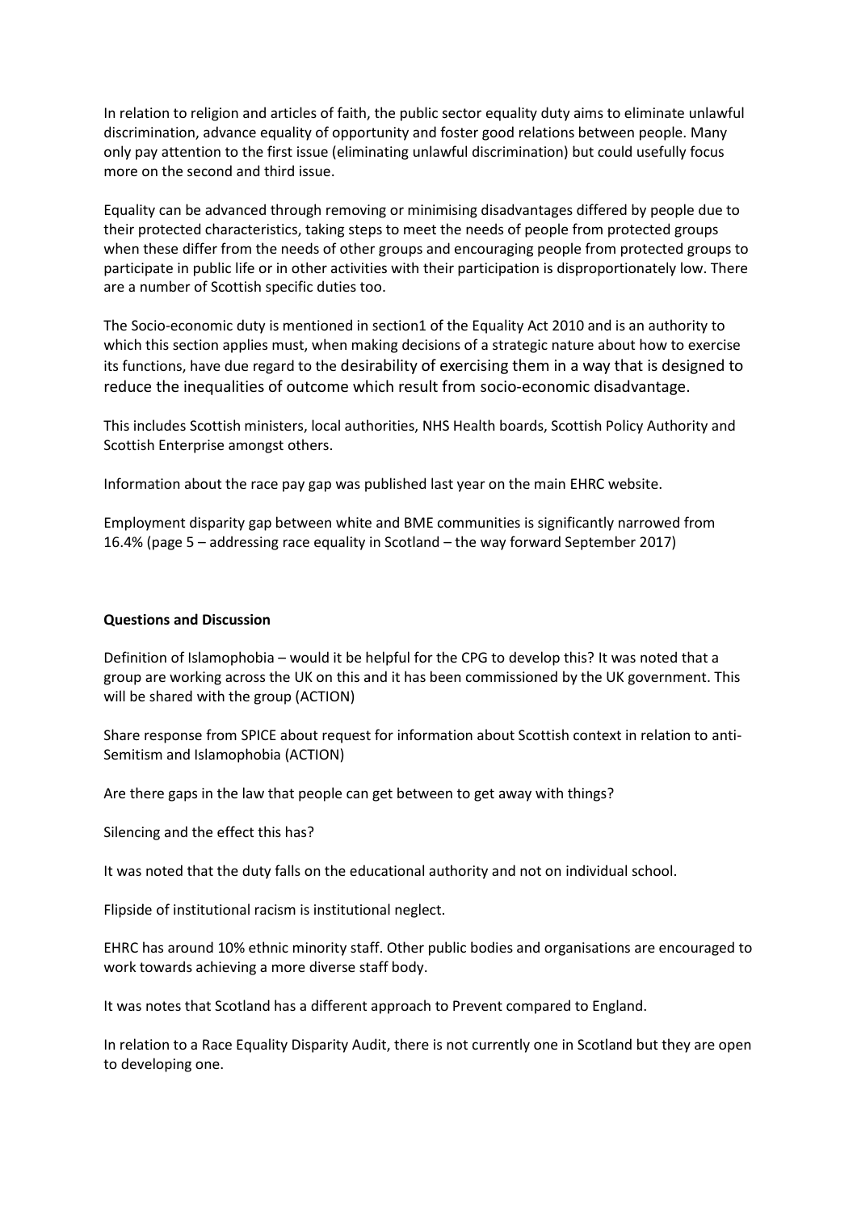In relation to religion and articles of faith, the public sector equality duty aims to eliminate unlawful discrimination, advance equality of opportunity and foster good relations between people. Many only pay attention to the first issue (eliminating unlawful discrimination) but could usefully focus more on the second and third issue.

Equality can be advanced through removing or minimising disadvantages differed by people due to their protected characteristics, taking steps to meet the needs of people from protected groups when these differ from the needs of other groups and encouraging people from protected groups to participate in public life or in other activities with their participation is disproportionately low. There are a number of Scottish specific duties too.

The Socio-economic duty is mentioned in section1 of the Equality Act 2010 and is an authority to which this section applies must, when making decisions of a strategic nature about how to exercise its functions, have due regard to the desirability of exercising them in a way that is designed to reduce the inequalities of outcome which result from socio-economic disadvantage.

This includes Scottish ministers, local authorities, NHS Health boards, Scottish Policy Authority and Scottish Enterprise amongst others.

Information about the race pay gap was published last year on the main EHRC website.

Employment disparity gap between white and BME communities is significantly narrowed from 16.4% (page 5 – addressing race equality in Scotland – the way forward September 2017)

**Questions and Discussion**

Definition of Islamophobia – would it be helpful for the CPG to develop this? It was noted that a group are working across the UK on this and it has been commissioned by the UK government. This will be shared with the group (ACTION)

Share response from SPICE about request for information about Scottish context in relation to anti-Semitism and Islamophobia (ACTION)

Are there gaps in the law that people can get between to get away with things?

Silencing and the effect this has?

It was noted that the duty falls on the educational authority and not on individual school.

Flipside of institutional racism is institutional neglect.

EHRC has around 10% ethnic minority staff. Other public bodies and organisations are encouraged to work towards achieving a more diverse staff body.

It was notes that Scotland has a different approach to Prevent compared to England.

In relation to a Race Equality Disparity Audit, there is not currently one in Scotland but they are open to developing one.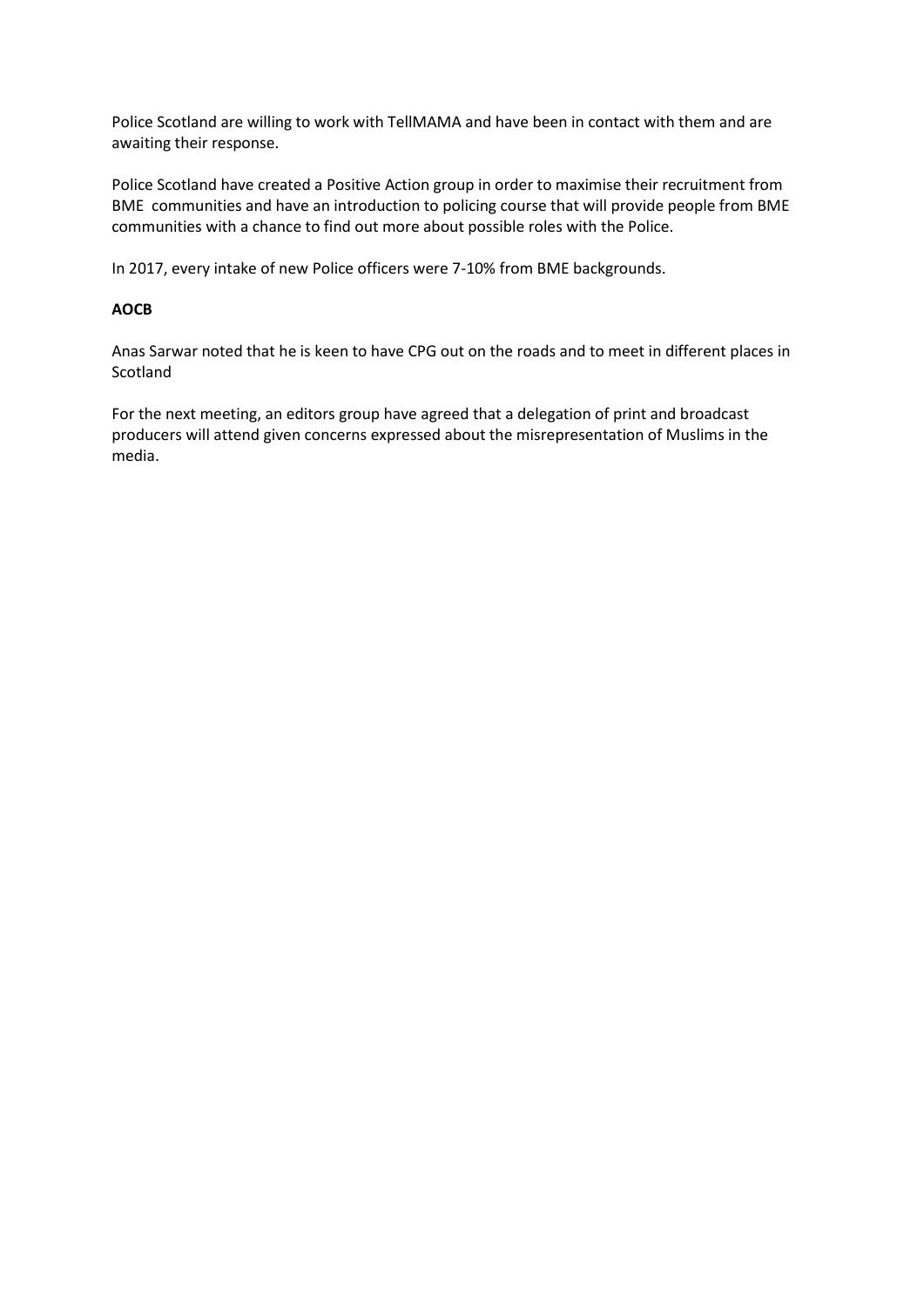Police Scotland are willing to work with TellMAMA and have been in contact with them and are awaiting their response.

Police Scotland have created a Positive Action group in order to maximise their recruitment from BME communities and have an introduction to policing course that will provide people from BME communities with a chance to find out more about possible roles with the Police.

In 2017, every intake of new Police officers were 7-10% from BME backgrounds.

**AOCB**

Anas Sarwar noted that he is keen to have CPG out on the roads and to meet in different places in Scotland

For the next meeting, an editors group have agreed that a delegation of print and broadcast producers will attend given concerns expressed about the misrepresentation of Muslims in the media.